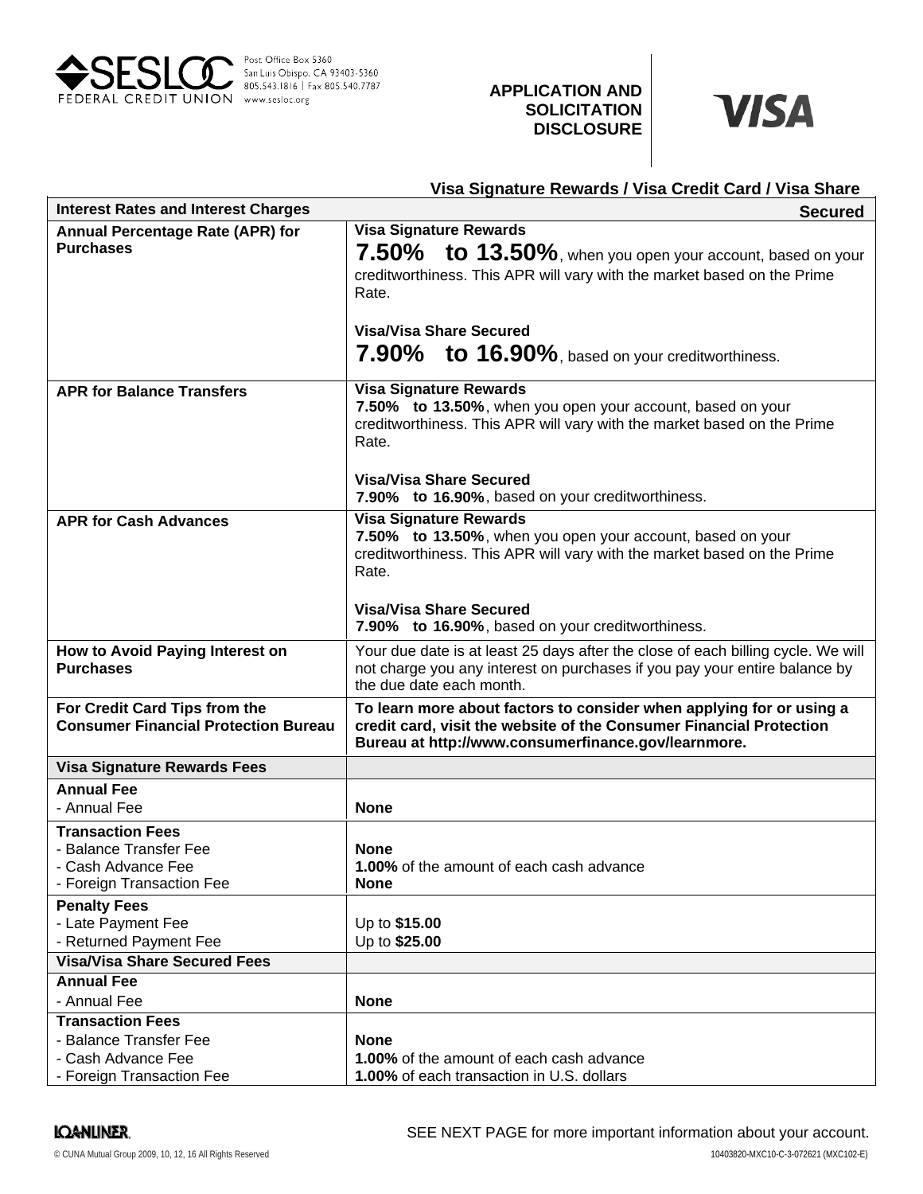SESLOC FEDERAL CREDIT UNION
Post Office Box 5360
San Luis Obispo, CA 93403-5360
805.543.1816 | Fax 805.540.7787
www.sesloc.org

# APPLICATION AND SOLICITATION DISCLOSURE

VISA

## Visa Signature Rewards / Visa Credit Card / Visa Share Secured

| Interest Rates and Interest Charges | |
|---|---|
| **Annual Percentage Rate (APR) for Purchases** | **Visa Signature Rewards**<br>**7.50% to 13.50%**, when you open your account, based on your creditworthiness. This APR will vary with the market based on the Prime Rate.<br><br>**Visa/Visa Share Secured**<br>**7.90% to 16.90%**, based on your creditworthiness. |
| **APR for Balance Transfers** | **Visa Signature Rewards**<br>**7.50% to 13.50%**, when you open your account, based on your creditworthiness. This APR will vary with the market based on the Prime Rate.<br><br>**Visa/Visa Share Secured**<br>**7.90% to 16.90%**, based on your creditworthiness. |
| **APR for Cash Advances** | **Visa Signature Rewards**<br>**7.50% to 13.50%**, when you open your account, based on your creditworthiness. This APR will vary with the market based on the Prime Rate.<br><br>**Visa/Visa Share Secured**<br>**7.90% to 16.90%**, based on your creditworthiness. |
| **How to Avoid Paying Interest on Purchases** | Your due date is at least 25 days after the close of each billing cycle. We will not charge you any interest on purchases if you pay your entire balance by the due date each month. |
| **For Credit Card Tips from the Consumer Financial Protection Bureau** | **To learn more about factors to consider when applying for or using a credit card, visit the website of the Consumer Financial Protection Bureau at http://www.consumerfinance.gov/learnmore.** |
| **Visa Signature Rewards Fees** | |
| **Annual Fee**<br>- Annual Fee | <br>**None** |
| **Transaction Fees**<br>- Balance Transfer Fee<br>- Cash Advance Fee<br>- Foreign Transaction Fee | <br>**None**<br>**1.00%** of the amount of each cash advance<br>**None** |
| **Penalty Fees**<br>- Late Payment Fee<br>- Returned Payment Fee | <br>Up to **$15.00**<br>Up to **$25.00** |
| **Visa/Visa Share Secured Fees** | |
| **Annual Fee**<br>- Annual Fee | <br>**None** |
| **Transaction Fees**<br>- Balance Transfer Fee<br>- Cash Advance Fee<br>- Foreign Transaction Fee | <br>**None**<br>**1.00%** of the amount of each cash advance<br>**1.00%** of each transaction in U.S. dollars |

SEE NEXT PAGE for more important information about your account.

LOANLINER.

© CUNA Mutual Group 2009, 10, 12, 16 All Rights Reserved

10403820-MXC10-C-3-072621 (MXC102-E)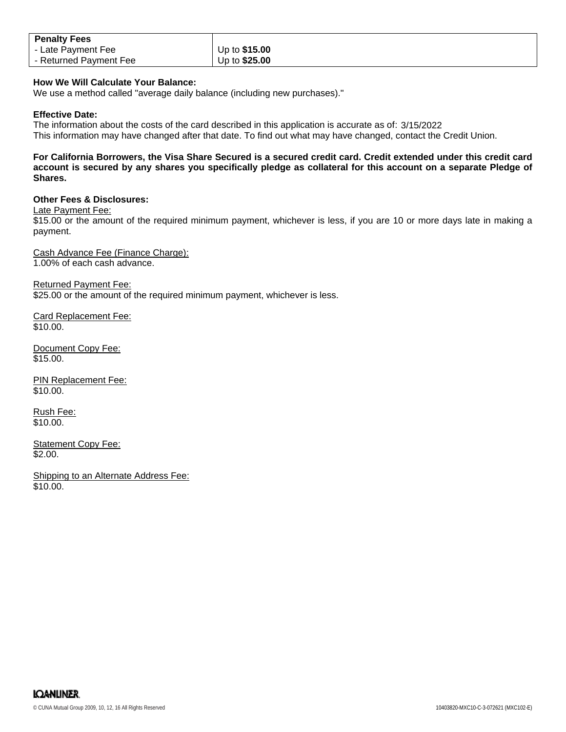| | |
|---|---|
| **Penalty Fees** | |
| - Late Payment Fee | Up to **$15.00** |
| - Returned Payment Fee | Up to **$25.00** |

**How We Will Calculate Your Balance:**
We use a method called "average daily balance (including new purchases)."

**Effective Date:**
The information about the costs of the card described in this application is accurate as of: 3/15/2022
This information may have changed after that date. To find out what may have changed, contact the Credit Union.

**For California Borrowers, the Visa Share Secured is a secured credit card. Credit extended under this credit card account is secured by any shares you specifically pledge as collateral for this account on a separate Pledge of Shares.**

**Other Fees & Disclosures:**

Late Payment Fee:
$15.00 or the amount of the required minimum payment, whichever is less, if you are 10 or more days late in making a payment.

Cash Advance Fee (Finance Charge):
1.00% of each cash advance.

Returned Payment Fee:
$25.00 or the amount of the required minimum payment, whichever is less.

Card Replacement Fee:
$10.00.

Document Copy Fee:
$15.00.

PIN Replacement Fee:
$10.00.

Rush Fee:
$10.00.

Statement Copy Fee:
$2.00.

Shipping to an Alternate Address Fee:
$10.00.

LOANLINER.

© CUNA Mutual Group 2009, 10, 12, 16 All Rights Reserved

10403820-MXC10-C-3-072621 (MXC102-E)